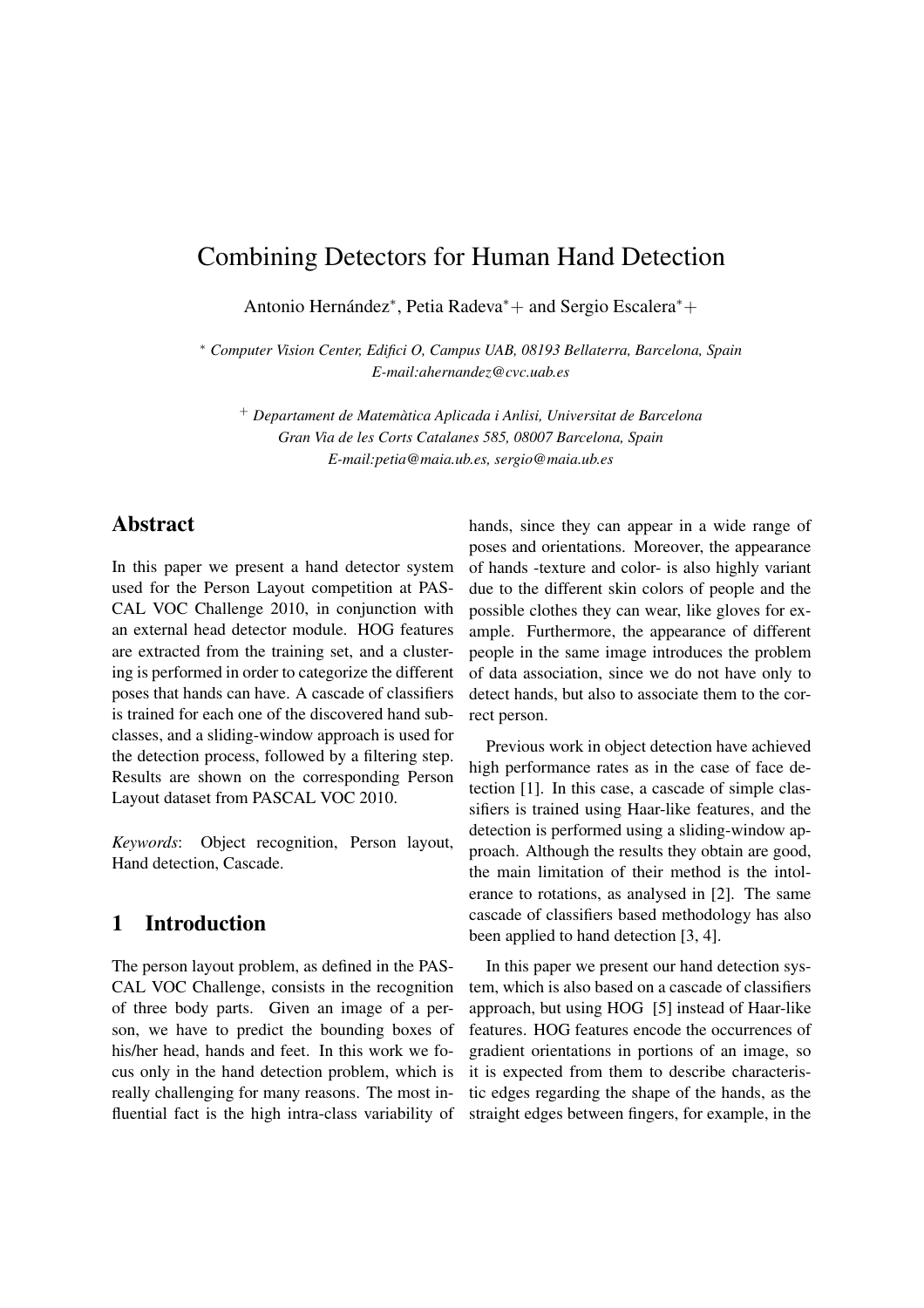# Combining Detectors for Human Hand Detection

Antonio Hernández*, Petia Radeva*+ and Sergio Escalera*+

\* *Computer Vision Center, Edifici O, Campus UAB, 08193 Bellaterra, Barcelona, Spain*
*E-mail:ahernandez@cvc.uab.es*

\+ *Departament de Matemàtica Aplicada i Anlisi, Universitat de Barcelona*
*Gran Via de les Corts Catalanes 585, 08007 Barcelona, Spain*
*E-mail:petia@maia.ub.es, sergio@maia.ub.es*

## Abstract

In this paper we present a hand detector system used for the Person Layout competition at PASCAL VOC Challenge 2010, in conjunction with an external head detector module. HOG features are extracted from the training set, and a clustering is performed in order to categorize the different poses that hands can have. A cascade of classifiers is trained for each one of the discovered hand subclasses, and a sliding-window approach is used for the detection process, followed by a filtering step. Results are shown on the corresponding Person Layout dataset from PASCAL VOC 2010.

*Keywords*: Object recognition, Person layout, Hand detection, Cascade.

## 1 Introduction

The person layout problem, as defined in the PASCAL VOC Challenge, consists in the recognition of three body parts. Given an image of a person, we have to predict the bounding boxes of his/her head, hands and feet. In this work we focus only in the hand detection problem, which is really challenging for many reasons. The most influential fact is the high intra-class variability of hands, since they can appear in a wide range of poses and orientations. Moreover, the appearance of hands -texture and color- is also highly variant due to the different skin colors of people and the possible clothes they can wear, like gloves for example. Furthermore, the appearance of different people in the same image introduces the problem of data association, since we do not have only to detect hands, but also to associate them to the correct person.

Previous work in object detection have achieved high performance rates as in the case of face detection [1]. In this case, a cascade of simple classifiers is trained using Haar-like features, and the detection is performed using a sliding-window approach. Although the results they obtain are good, the main limitation of their method is the intolerance to rotations, as analysed in [2]. The same cascade of classifiers based methodology has also been applied to hand detection [3, 4].

In this paper we present our hand detection system, which is also based on a cascade of classifiers approach, but using HOG [5] instead of Haar-like features. HOG features encode the occurrences of gradient orientations in portions of an image, so it is expected from them to describe characteristic edges regarding the shape of the hands, as the straight edges between fingers, for example, in the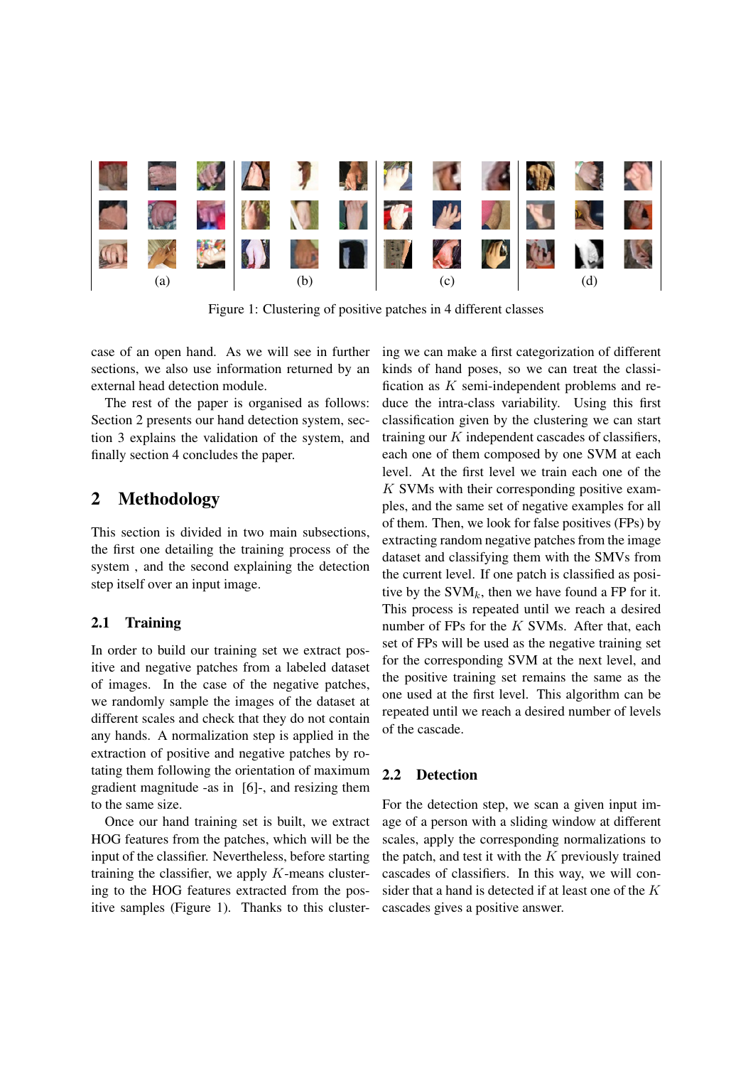(a) (b) (c) (d)

Figure 1: Clustering of positive patches in 4 different classes

case of an open hand. As we will see in further sections, we also use information returned by an external head detection module.

The rest of the paper is organised as follows: Section 2 presents our hand detection system, section 3 explains the validation of the system, and finally section 4 concludes the paper.

## 2 Methodology

This section is divided in two main subsections, the first one detailing the training process of the system , and the second explaining the detection step itself over an input image.

### 2.1 Training

In order to build our training set we extract positive and negative patches from a labeled dataset of images. In the case of the negative patches, we randomly sample the images of the dataset at different scales and check that they do not contain any hands. A normalization step is applied in the extraction of positive and negative patches by rotating them following the orientation of maximum gradient magnitude -as in [6]-, and resizing them to the same size.

Once our hand training set is built, we extract HOG features from the patches, which will be the input of the classifier. Nevertheless, before starting training the classifier, we apply $K$-means clustering to the HOG features extracted from the positive samples (Figure 1). Thanks to this clustering we can make a first categorization of different kinds of hand poses, so we can treat the classification as $K$ semi-independent problems and reduce the intra-class variability. Using this first classification given by the clustering we can start training our $K$ independent cascades of classifiers, each one of them composed by one SVM at each level. At the first level we train each one of the $K$ SVMs with their corresponding positive examples, and the same set of negative examples for all of them. Then, we look for false positives (FPs) by extracting random negative patches from the image dataset and classifying them with the SMVs from the current level. If one patch is classified as positive by the $\text{SVM}_k$, then we have found a FP for it. This process is repeated until we reach a desired number of FPs for the $K$ SVMs. After that, each set of FPs will be used as the negative training set for the corresponding SVM at the next level, and the positive training set remains the same as the one used at the first level. This algorithm can be repeated until we reach a desired number of levels of the cascade.

### 2.2 Detection

For the detection step, we scan a given input image of a person with a sliding window at different scales, apply the corresponding normalizations to the patch, and test it with the $K$ previously trained cascades of classifiers. In this way, we will consider that a hand is detected if at least one of the $K$ cascades gives a positive answer.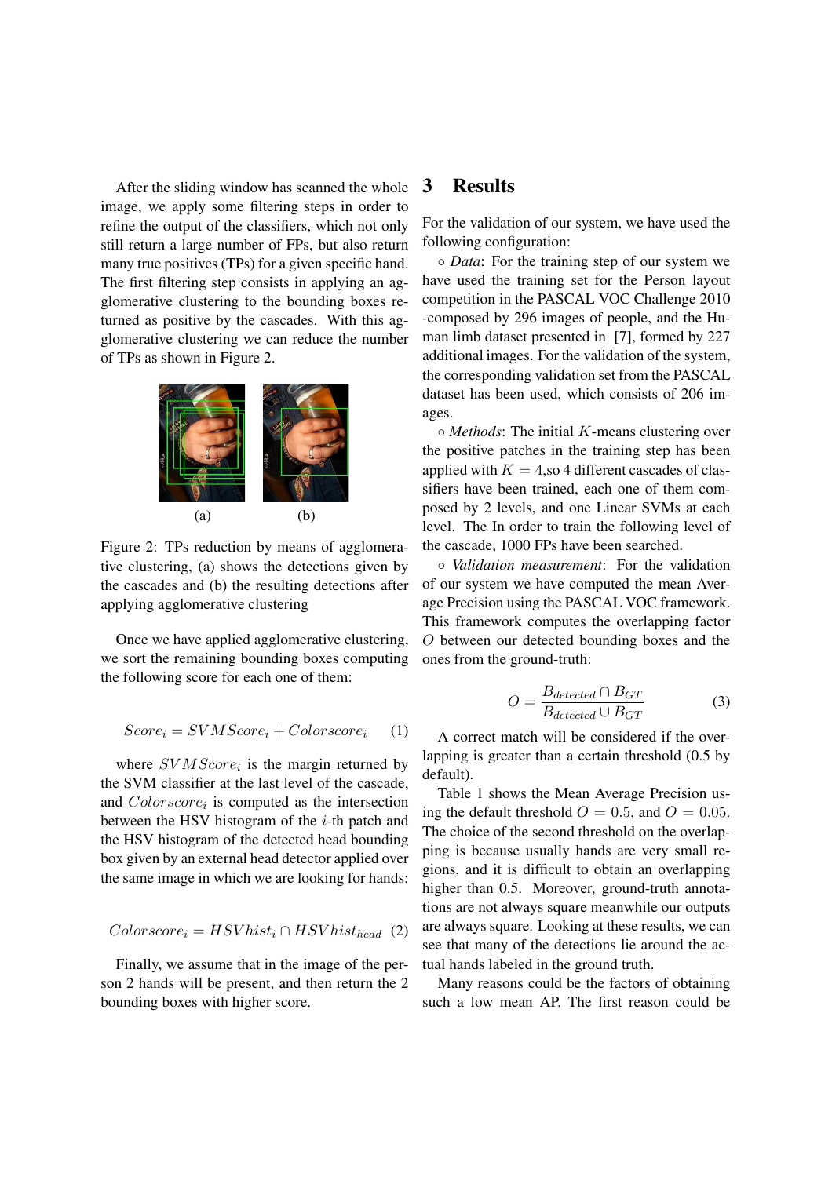After the sliding window has scanned the whole image, we apply some filtering steps in order to refine the output of the classifiers, which not only still return a large number of FPs, but also return many true positives (TPs) for a given specific hand. The first filtering step consists in applying an agglomerative clustering to the bounding boxes returned as positive by the cascades. With this agglomerative clustering we can reduce the number of TPs as shown in Figure 2.

(a) (b)

Figure 2: TPs reduction by means of agglomerative clustering, (a) shows the detections given by the cascades and (b) the resulting detections after applying agglomerative clustering

Once we have applied agglomerative clustering, we sort the remaining bounding boxes computing the following score for each one of them:

$$Score_i = SVMScore_i + Colorscore_i \quad (1)$$

where $SVMScore_i$ is the margin returned by the SVM classifier at the last level of the cascade, and $Colorscore_i$ is computed as the intersection between the HSV histogram of the $i$-th patch and the HSV histogram of the detected head bounding box given by an external head detector applied over the same image in which we are looking for hands:

$$Colorscore_i = HSVhist_i \cap HSVhist_{head} \quad (2)$$

Finally, we assume that in the image of the person 2 hands will be present, and then return the 2 bounding boxes with higher score.

# 3 Results

For the validation of our system, we have used the following configuration:

◦ *Data*: For the training step of our system we have used the training set for the Person layout competition in the PASCAL VOC Challenge 2010 -composed by 296 images of people, and the Human limb dataset presented in [7], formed by 227 additional images. For the validation of the system, the corresponding validation set from the PASCAL dataset has been used, which consists of 206 images.

◦ *Methods*: The initial $K$-means clustering over the positive patches in the training step has been applied with $K = 4$,so 4 different cascades of classifiers have been trained, each one of them composed by 2 levels, and one Linear SVMs at each level. The In order to train the following level of the cascade, 1000 FPs have been searched.

◦ *Validation measurement*: For the validation of our system we have computed the mean Average Precision using the PASCAL VOC framework. This framework computes the overlapping factor $O$ between our detected bounding boxes and the ones from the ground-truth:

$$O = \frac{B_{detected} \cap B_{GT}}{B_{detected} \cup B_{GT}} \quad (3)$$

A correct match will be considered if the overlapping is greater than a certain threshold (0.5 by default).

Table 1 shows the Mean Average Precision using the default threshold $O = 0.5$, and $O = 0.05$. The choice of the second threshold on the overlapping is because usually hands are very small regions, and it is difficult to obtain an overlapping higher than 0.5. Moreover, ground-truth annotations are not always square meanwhile our outputs are always square. Looking at these results, we can see that many of the detections lie around the actual hands labeled in the ground truth.

Many reasons could be the factors of obtaining such a low mean AP. The first reason could be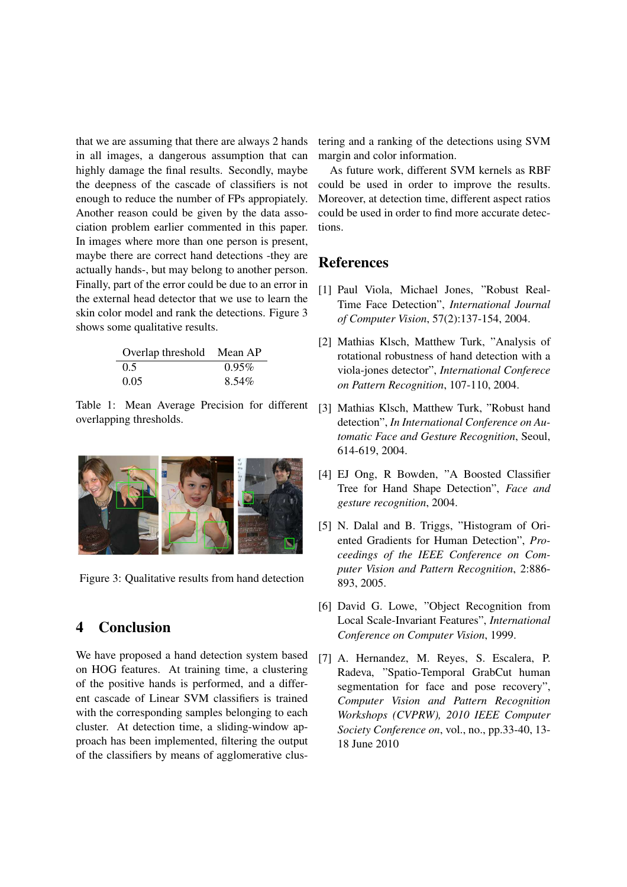that we are assuming that there are always 2 hands in all images, a dangerous assumption that can highly damage the final results. Secondly, maybe the deepness of the cascade of classifiers is not enough to reduce the number of FPs appropiately. Another reason could be given by the data association problem earlier commented in this paper. In images where more than one person is present, maybe there are correct hand detections -they are actually hands-, but may belong to another person. Finally, part of the error could be due to an error in the external head detector that we use to learn the skin color model and rank the detections. Figure 3 shows some qualitative results.

| Overlap threshold | Mean AP |
|---|---|
| 0.5 | 0.95% |
| 0.05 | 8.54% |

Table 1: Mean Average Precision for different overlapping thresholds.

Figure 3: Qualitative results from hand detection

## 4 Conclusion

We have proposed a hand detection system based on HOG features. At training time, a clustering of the positive hands is performed, and a different cascade of Linear SVM classifiers is trained with the corresponding samples belonging to each cluster. At detection time, a sliding-window approach has been implemented, filtering the output of the classifiers by means of agglomerative clustering and a ranking of the detections using SVM margin and color information.

As future work, different SVM kernels as RBF could be used in order to improve the results. Moreover, at detection time, different aspect ratios could be used in order to find more accurate detections.

## References

[1] Paul Viola, Michael Jones, "Robust Real-Time Face Detection", *International Journal of Computer Vision*, 57(2):137-154, 2004.

[2] Mathias Klsch, Matthew Turk, "Analysis of rotational robustness of hand detection with a viola-jones detector", *International Conferece on Pattern Recognition*, 107-110, 2004.

[3] Mathias Klsch, Matthew Turk, "Robust hand detection", *In International Conference on Automatic Face and Gesture Recognition*, Seoul, 614-619, 2004.

[4] EJ Ong, R Bowden, "A Boosted Classifier Tree for Hand Shape Detection", *Face and gesture recognition*, 2004.

[5] N. Dalal and B. Triggs, "Histogram of Oriented Gradients for Human Detection", *Proceedings of the IEEE Conference on Computer Vision and Pattern Recognition*, 2:886-893, 2005.

[6] David G. Lowe, "Object Recognition from Local Scale-Invariant Features", *International Conference on Computer Vision*, 1999.

[7] A. Hernandez, M. Reyes, S. Escalera, P. Radeva, "Spatio-Temporal GrabCut human segmentation for face and pose recovery", *Computer Vision and Pattern Recognition Workshops (CVPRW), 2010 IEEE Computer Society Conference on*, vol., no., pp.33-40, 13-18 June 2010